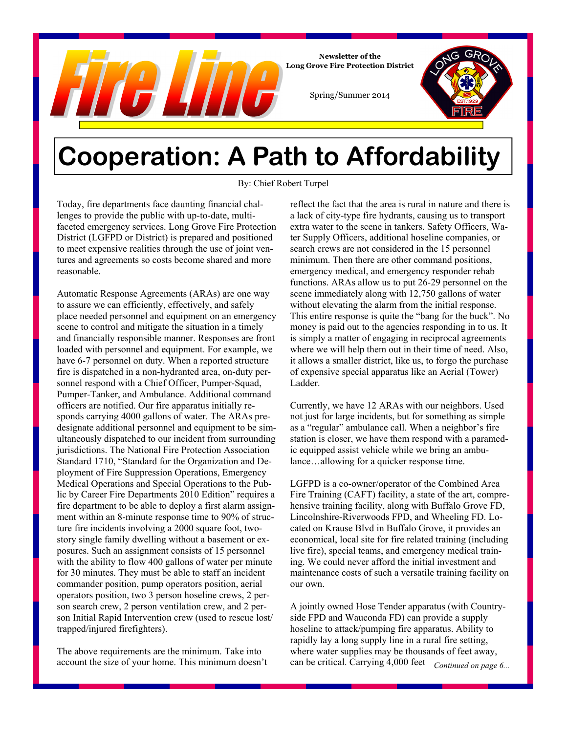# Fire Line

**Newsletter of the Long Grove Fire Protection District**

Spring/Summer 2014

# Cooperation: A Path to Affordability

By: Chief Robert Turpel

Today, fire departments face daunting financial challenges to provide the public with up-to-date, multi-faceted emergency services. Long Grove Fire Protection District (LGFPD or District) is prepared and positioned to meet expensive realities through the use of joint ventures and agreements so costs become shared and more reasonable.

Automatic Response Agreements (ARAs) are one way to assure we can efficiently, effectively, and safely place needed personnel and equipment on an emergency scene to control and mitigate the situation in a timely and financially responsible manner. Responses are front loaded with personnel and equipment. For example, we have 6-7 personnel on duty. When a reported structure fire is dispatched in a non-hydranted area, on-duty personnel respond with a Chief Officer, Pumper-Squad, Pumper-Tanker, and Ambulance. Additional command officers are notified. Our fire apparatus initially responds carrying 4000 gallons of water. The ARAs predesignate additional personnel and equipment to be simultaneously dispatched to our incident from surrounding jurisdictions. The National Fire Protection Association Standard 1710, "Standard for the Organization and Deployment of Fire Suppression Operations, Emergency Medical Operations and Special Operations to the Public by Career Fire Departments 2010 Edition" requires a fire department to be able to deploy a first alarm assignment within an 8-minute response time to 90% of structure fire incidents involving a 2000 square foot, two-story single family dwelling without a basement or exposures. Such an assignment consists of 15 personnel with the ability to flow 400 gallons of water per minute for 30 minutes. They must be able to staff an incident commander position, pump operators position, aerial operators position, two 3 person hoseline crews, 2 person search crew, 2 person ventilation crew, and 2 person Initial Rapid Intervention crew (used to rescue lost/trapped/injured firefighters).

The above requirements are the minimum. Take into account the size of your home. This minimum doesn't reflect the fact that the area is rural in nature and there is a lack of city-type fire hydrants, causing us to transport extra water to the scene in tankers. Safety Officers, Water Supply Officers, additional hoseline companies, or search crews are not considered in the 15 personnel minimum. Then there are other command positions, emergency medical, and emergency responder rehab functions. ARAs allow us to put 26-29 personnel on the scene immediately along with 12,750 gallons of water without elevating the alarm from the initial response. This entire response is quite the "bang for the buck". No money is paid out to the agencies responding in to us. It is simply a matter of engaging in reciprocal agreements where we will help them out in their time of need. Also, it allows a smaller district, like us, to forgo the purchase of expensive special apparatus like an Aerial (Tower) Ladder.

Currently, we have 12 ARAs with our neighbors. Used not just for large incidents, but for something as simple as a "regular" ambulance call. When a neighbor's fire station is closer, we have them respond with a paramedic equipped assist vehicle while we bring an ambulance…allowing for a quicker response time.

LGFPD is a co-owner/operator of the Combined Area Fire Training (CAFT) facility, a state of the art, comprehensive training facility, along with Buffalo Grove FD, Lincolnshire-Riverwoods FPD, and Wheeling FD. Located on Krause Blvd in Buffalo Grove, it provides an economical, local site for fire related training (including live fire), special teams, and emergency medical training. We could never afford the initial investment and maintenance costs of such a versatile training facility on our own.

A jointly owned Hose Tender apparatus (with Countryside FPD and Wauconda FD) can provide a supply hoseline to attack/pumping fire apparatus. Ability to rapidly lay a long supply line in a rural fire setting, where water supplies may be thousands of feet away, can be critical. Carrying 4,000 feet *Continued on page 6...*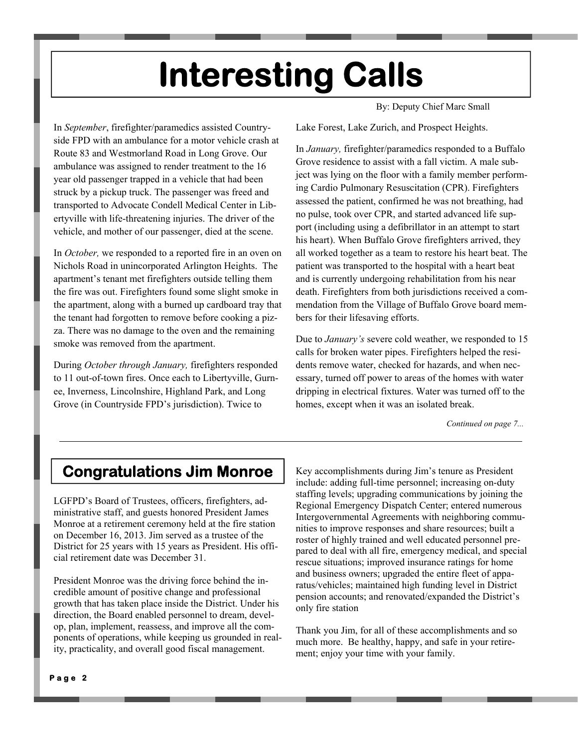# Interesting Calls

By: Deputy Chief Marc Small

In *September*, firefighter/paramedics assisted Countryside FPD with an ambulance for a motor vehicle crash at Route 83 and Westmorland Road in Long Grove. Our ambulance was assigned to render treatment to the 16 year old passenger trapped in a vehicle that had been struck by a pickup truck. The passenger was freed and transported to Advocate Condell Medical Center in Libertyville with life-threatening injuries. The driver of the vehicle, and mother of our passenger, died at the scene.

In *October,* we responded to a reported fire in an oven on Nichols Road in unincorporated Arlington Heights. The apartment's tenant met firefighters outside telling them the fire was out. Firefighters found some slight smoke in the apartment, along with a burned up cardboard tray that the tenant had forgotten to remove before cooking a pizza. There was no damage to the oven and the remaining smoke was removed from the apartment.

During *October through January,* firefighters responded to 11 out-of-town fires. Once each to Libertyville, Gurnee, Inverness, Lincolnshire, Highland Park, and Long Grove (in Countryside FPD's jurisdiction). Twice to Lake Forest, Lake Zurich, and Prospect Heights.

In *January,* firefighter/paramedics responded to a Buffalo Grove residence to assist with a fall victim. A male subject was lying on the floor with a family member performing Cardio Pulmonary Resuscitation (CPR). Firefighters assessed the patient, confirmed he was not breathing, had no pulse, took over CPR, and started advanced life support (including using a defibrillator in an attempt to start his heart). When Buffalo Grove firefighters arrived, they all worked together as a team to restore his heart beat. The patient was transported to the hospital with a heart beat and is currently undergoing rehabilitation from his near death. Firefighters from both jurisdictions received a commendation from the Village of Buffalo Grove board members for their lifesaving efforts.

Due to *January's* severe cold weather, we responded to 15 calls for broken water pipes. Firefighters helped the residents remove water, checked for hazards, and when necessary, turned off power to areas of the homes with water dripping in electrical fixtures. Water was turned off to the homes, except when it was an isolated break.

*Continued on page 7...*

---

## Congratulations Jim Monroe

LGFPD's Board of Trustees, officers, firefighters, administrative staff, and guests honored President James Monroe at a retirement ceremony held at the fire station on December 16, 2013. Jim served as a trustee of the District for 25 years with 15 years as President. His official retirement date was December 31.

President Monroe was the driving force behind the incredible amount of positive change and professional growth that has taken place inside the District. Under his direction, the Board enabled personnel to dream, develop, plan, implement, reassess, and improve all the components of operations, while keeping us grounded in reality, practicality, and overall good fiscal management.

Key accomplishments during Jim's tenure as President include: adding full-time personnel; increasing on-duty staffing levels; upgrading communications by joining the Regional Emergency Dispatch Center; entered numerous Intergovernmental Agreements with neighboring communities to improve responses and share resources; built a roster of highly trained and well educated personnel prepared to deal with all fire, emergency medical, and special rescue situations; improved insurance ratings for home and business owners; upgraded the entire fleet of apparatus/vehicles; maintained high funding level in District pension accounts; and renovated/expanded the District's only fire station

Thank you Jim, for all of these accomplishments and so much more. Be healthy, happy, and safe in your retirement; enjoy your time with your family.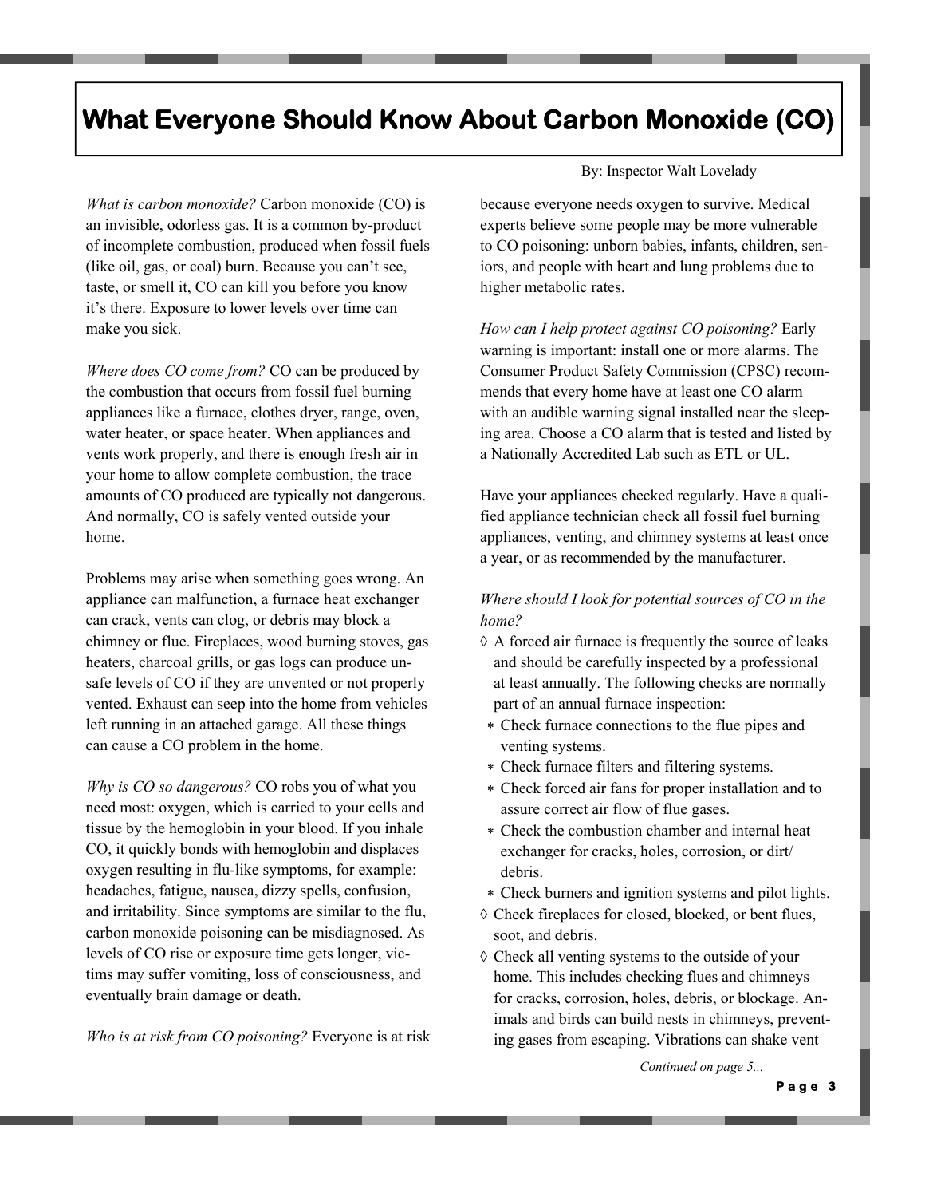# What Everyone Should Know About Carbon Monoxide (CO)

By: Inspector Walt Lovelady

*What is carbon monoxide?* Carbon monoxide (CO) is an invisible, odorless gas. It is a common by-product of incomplete combustion, produced when fossil fuels (like oil, gas, or coal) burn. Because you can't see, taste, or smell it, CO can kill you before you know it's there. Exposure to lower levels over time can make you sick.

*Where does CO come from?* CO can be produced by the combustion that occurs from fossil fuel burning appliances like a furnace, clothes dryer, range, oven, water heater, or space heater. When appliances and vents work properly, and there is enough fresh air in your home to allow complete combustion, the trace amounts of CO produced are typically not dangerous. And normally, CO is safely vented outside your home.

Problems may arise when something goes wrong. An appliance can malfunction, a furnace heat exchanger can crack, vents can clog, or debris may block a chimney or flue. Fireplaces, wood burning stoves, gas heaters, charcoal grills, or gas logs can produce unsafe levels of CO if they are unvented or not properly vented. Exhaust can seep into the home from vehicles left running in an attached garage. All these things can cause a CO problem in the home.

*Why is CO so dangerous?* CO robs you of what you need most: oxygen, which is carried to your cells and tissue by the hemoglobin in your blood. If you inhale CO, it quickly bonds with hemoglobin and displaces oxygen resulting in flu-like symptoms, for example: headaches, fatigue, nausea, dizzy spells, confusion, and irritability. Since symptoms are similar to the flu, carbon monoxide poisoning can be misdiagnosed. As levels of CO rise or exposure time gets longer, victims may suffer vomiting, loss of consciousness, and eventually brain damage or death.

*Who is at risk from CO poisoning?* Everyone is at risk because everyone needs oxygen to survive. Medical experts believe some people may be more vulnerable to CO poisoning: unborn babies, infants, children, seniors, and people with heart and lung problems due to higher metabolic rates.

*How can I help protect against CO poisoning?* Early warning is important: install one or more alarms. The Consumer Product Safety Commission (CPSC) recommends that every home have at least one CO alarm with an audible warning signal installed near the sleeping area. Choose a CO alarm that is tested and listed by a Nationally Accredited Lab such as ETL or UL.

Have your appliances checked regularly. Have a qualified appliance technician check all fossil fuel burning appliances, venting, and chimney systems at least once a year, or as recommended by the manufacturer.

*Where should I look for potential sources of CO in the home?*

- ◊ A forced air furnace is frequently the source of leaks and should be carefully inspected by a professional at least annually. The following checks are normally part of an annual furnace inspection:
  - ∗ Check furnace connections to the flue pipes and venting systems.
  - ∗ Check furnace filters and filtering systems.
  - ∗ Check forced air fans for proper installation and to assure correct air flow of flue gases.
  - ∗ Check the combustion chamber and internal heat exchanger for cracks, holes, corrosion, or dirt/debris.
  - ∗ Check burners and ignition systems and pilot lights.
- ◊ Check fireplaces for closed, blocked, or bent flues, soot, and debris.
- ◊ Check all venting systems to the outside of your home. This includes checking flues and chimneys for cracks, corrosion, holes, debris, or blockage. Animals and birds can build nests in chimneys, preventing gases from escaping. Vibrations can shake vent

*Continued on page 5...*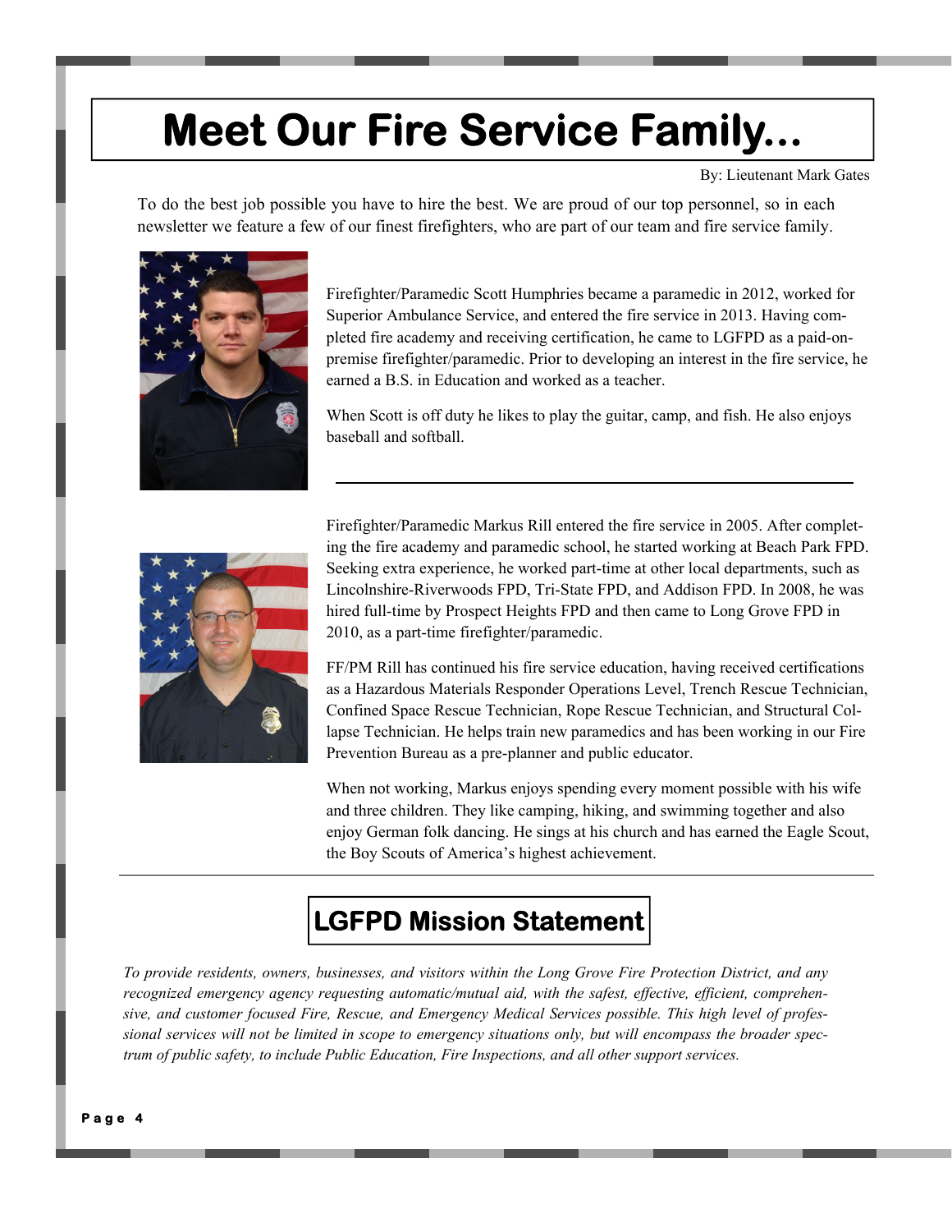# Meet Our Fire Service Family...

By: Lieutenant Mark Gates

To do the best job possible you have to hire the best. We are proud of our top personnel, so in each newsletter we feature a few of our finest firefighters, who are part of our team and fire service family.

Firefighter/Paramedic Scott Humphries became a paramedic in 2012, worked for Superior Ambulance Service, and entered the fire service in 2013. Having completed fire academy and receiving certification, he came to LGFPD as a paid-on-premise firefighter/paramedic. Prior to developing an interest in the fire service, he earned a B.S. in Education and worked as a teacher.

When Scott is off duty he likes to play the guitar, camp, and fish. He also enjoys baseball and softball.

---

Firefighter/Paramedic Markus Rill entered the fire service in 2005. After completing the fire academy and paramedic school, he started working at Beach Park FPD. Seeking extra experience, he worked part-time at other local departments, such as Lincolnshire-Riverwoods FPD, Tri-State FPD, and Addison FPD. In 2008, he was hired full-time by Prospect Heights FPD and then came to Long Grove FPD in 2010, as a part-time firefighter/paramedic.

FF/PM Rill has continued his fire service education, having received certifications as a Hazardous Materials Responder Operations Level, Trench Rescue Technician, Confined Space Rescue Technician, Rope Rescue Technician, and Structural Collapse Technician. He helps train new paramedics and has been working in our Fire Prevention Bureau as a pre-planner and public educator.

When not working, Markus enjoys spending every moment possible with his wife and three children. They like camping, hiking, and swimming together and also enjoy German folk dancing. He sings at his church and has earned the Eagle Scout, the Boy Scouts of America's highest achievement.

---

## LGFPD Mission Statement

*To provide residents, owners, businesses, and visitors within the Long Grove Fire Protection District, and any recognized emergency agency requesting automatic/mutual aid, with the safest, effective, efficient, comprehensive, and customer focused Fire, Rescue, and Emergency Medical Services possible. This high level of professional services will not be limited in scope to emergency situations only, but will encompass the broader spectrum of public safety, to include Public Education, Fire Inspections, and all other support services.*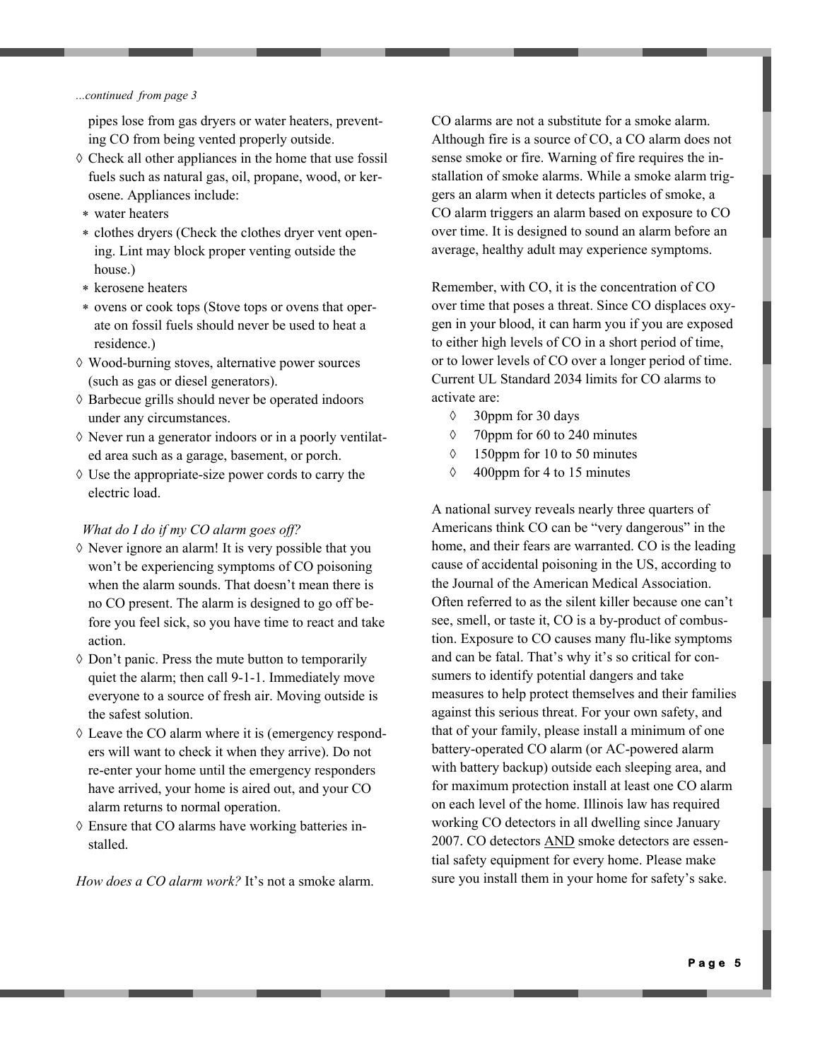*...continued from page 3*

pipes lose from gas dryers or water heaters, preventing CO from being vented properly outside.

◊ Check all other appliances in the home that use fossil fuels such as natural gas, oil, propane, wood, or kerosene. Appliances include:
  * water heaters
  * clothes dryers (Check the clothes dryer vent opening. Lint may block proper venting outside the house.)
  * kerosene heaters
  * ovens or cook tops (Stove tops or ovens that operate on fossil fuels should never be used to heat a residence.)

◊ Wood-burning stoves, alternative power sources (such as gas or diesel generators).

◊ Barbecue grills should never be operated indoors under any circumstances.

◊ Never run a generator indoors or in a poorly ventilated area such as a garage, basement, or porch.

◊ Use the appropriate-size power cords to carry the electric load.

*What do I do if my CO alarm goes off?*

◊ Never ignore an alarm! It is very possible that you won't be experiencing symptoms of CO poisoning when the alarm sounds. That doesn't mean there is no CO present. The alarm is designed to go off before you feel sick, so you have time to react and take action.

◊ Don't panic. Press the mute button to temporarily quiet the alarm; then call 9-1-1. Immediately move everyone to a source of fresh air. Moving outside is the safest solution.

◊ Leave the CO alarm where it is (emergency responders will want to check it when they arrive). Do not re-enter your home until the emergency responders have arrived, your home is aired out, and your CO alarm returns to normal operation.

◊ Ensure that CO alarms have working batteries installed.

*How does a CO alarm work?* It's not a smoke alarm. CO alarms are not a substitute for a smoke alarm. Although fire is a source of CO, a CO alarm does not sense smoke or fire. Warning of fire requires the installation of smoke alarms. While a smoke alarm triggers an alarm when it detects particles of smoke, a CO alarm triggers an alarm based on exposure to CO over time. It is designed to sound an alarm before an average, healthy adult may experience symptoms.

Remember, with CO, it is the concentration of CO over time that poses a threat. Since CO displaces oxygen in your blood, it can harm you if you are exposed to either high levels of CO in a short period of time, or to lower levels of CO over a longer period of time. Current UL Standard 2034 limits for CO alarms to activate are:

◊ 30ppm for 30 days
◊ 70ppm for 60 to 240 minutes
◊ 150ppm for 10 to 50 minutes
◊ 400ppm for 4 to 15 minutes

A national survey reveals nearly three quarters of Americans think CO can be "very dangerous" in the home, and their fears are warranted. CO is the leading cause of accidental poisoning in the US, according to the Journal of the American Medical Association. Often referred to as the silent killer because one can't see, smell, or taste it, CO is a by-product of combustion. Exposure to CO causes many flu-like symptoms and can be fatal. That's why it's so critical for consumers to identify potential dangers and take measures to help protect themselves and their families against this serious threat. For your own safety, and that of your family, please install a minimum of one battery-operated CO alarm (or AC-powered alarm with battery backup) outside each sleeping area, and for maximum protection install at least one CO alarm on each level of the home. Illinois law has required working CO detectors in all dwelling since January 2007. CO detectors <u>AND</u> smoke detectors are essential safety equipment for every home. Please make sure you install them in your home for safety's sake.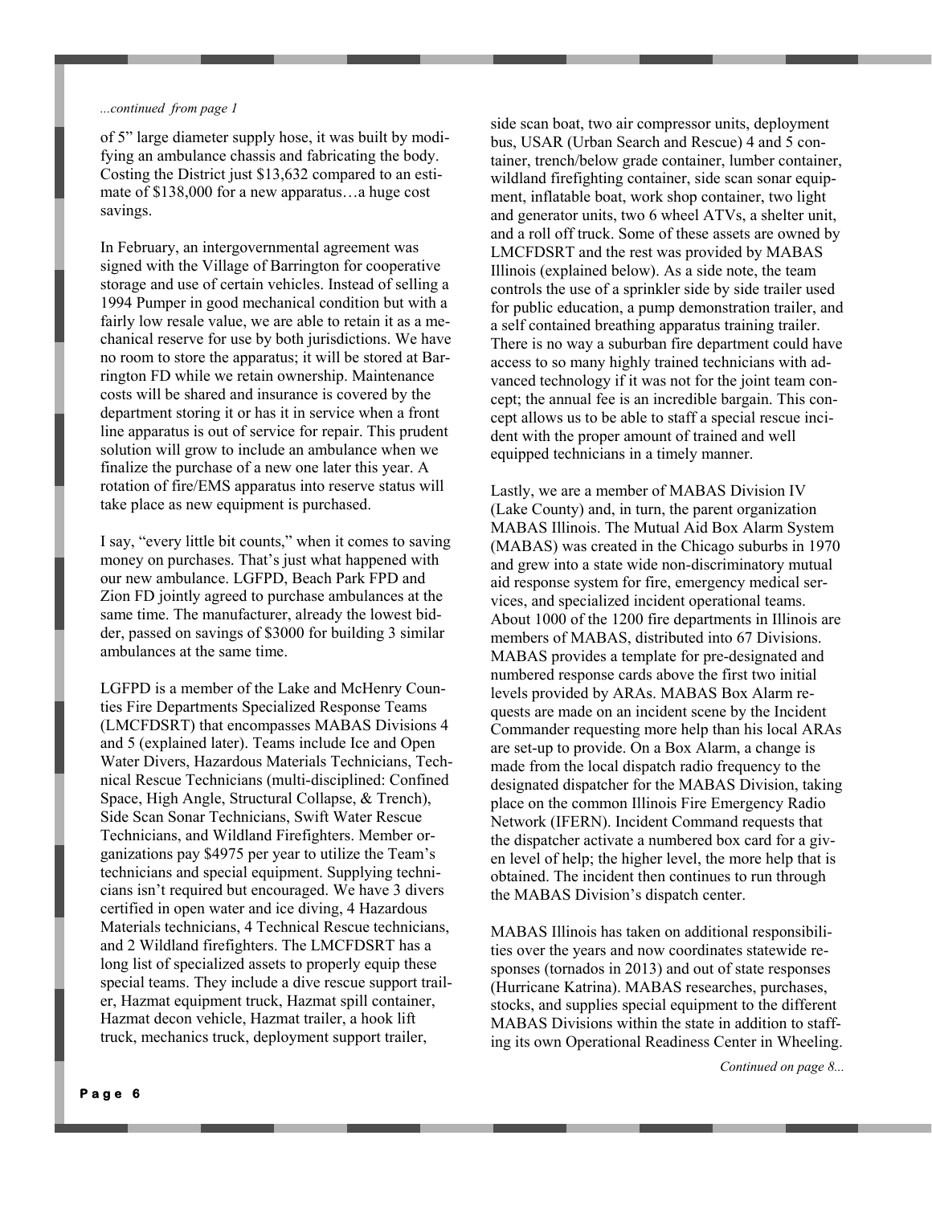*...continued from page 1*

of 5" large diameter supply hose, it was built by modifying an ambulance chassis and fabricating the body. Costing the District just $13,632 compared to an estimate of $138,000 for a new apparatus…a huge cost savings.

In February, an intergovernmental agreement was signed with the Village of Barrington for cooperative storage and use of certain vehicles. Instead of selling a 1994 Pumper in good mechanical condition but with a fairly low resale value, we are able to retain it as a mechanical reserve for use by both jurisdictions. We have no room to store the apparatus; it will be stored at Barrington FD while we retain ownership. Maintenance costs will be shared and insurance is covered by the department storing it or has it in service when a front line apparatus is out of service for repair. This prudent solution will grow to include an ambulance when we finalize the purchase of a new one later this year. A rotation of fire/EMS apparatus into reserve status will take place as new equipment is purchased.

I say, "every little bit counts," when it comes to saving money on purchases. That's just what happened with our new ambulance. LGFPD, Beach Park FPD and Zion FD jointly agreed to purchase ambulances at the same time. The manufacturer, already the lowest bidder, passed on savings of $3000 for building 3 similar ambulances at the same time.

LGFPD is a member of the Lake and McHenry Counties Fire Departments Specialized Response Teams (LMCFDSRT) that encompasses MABAS Divisions 4 and 5 (explained later). Teams include Ice and Open Water Divers, Hazardous Materials Technicians, Technical Rescue Technicians (multi-disciplined: Confined Space, High Angle, Structural Collapse, & Trench), Side Scan Sonar Technicians, Swift Water Rescue Technicians, and Wildland Firefighters. Member organizations pay $4975 per year to utilize the Team's technicians and special equipment. Supplying technicians isn't required but encouraged. We have 3 divers certified in open water and ice diving, 4 Hazardous Materials technicians, 4 Technical Rescue technicians, and 2 Wildland firefighters. The LMCFDSRT has a long list of specialized assets to properly equip these special teams. They include a dive rescue support trailer, Hazmat equipment truck, Hazmat spill container, Hazmat decon vehicle, Hazmat trailer, a hook lift truck, mechanics truck, deployment support trailer, side scan boat, two air compressor units, deployment bus, USAR (Urban Search and Rescue) 4 and 5 container, trench/below grade container, lumber container, wildland firefighting container, side scan sonar equipment, inflatable boat, work shop container, two light and generator units, two 6 wheel ATVs, a shelter unit, and a roll off truck. Some of these assets are owned by LMCFDSRT and the rest was provided by MABAS Illinois (explained below). As a side note, the team controls the use of a sprinkler side by side trailer used for public education, a pump demonstration trailer, and a self contained breathing apparatus training trailer. There is no way a suburban fire department could have access to so many highly trained technicians with advanced technology if it was not for the joint team concept; the annual fee is an incredible bargain. This concept allows us to be able to staff a special rescue incident with the proper amount of trained and well equipped technicians in a timely manner.

Lastly, we are a member of MABAS Division IV (Lake County) and, in turn, the parent organization MABAS Illinois. The Mutual Aid Box Alarm System (MABAS) was created in the Chicago suburbs in 1970 and grew into a state wide non-discriminatory mutual aid response system for fire, emergency medical services, and specialized incident operational teams. About 1000 of the 1200 fire departments in Illinois are members of MABAS, distributed into 67 Divisions. MABAS provides a template for pre-designated and numbered response cards above the first two initial levels provided by ARAs. MABAS Box Alarm requests are made on an incident scene by the Incident Commander requesting more help than his local ARAs are set-up to provide. On a Box Alarm, a change is made from the local dispatch radio frequency to the designated dispatcher for the MABAS Division, taking place on the common Illinois Fire Emergency Radio Network (IFERN). Incident Command requests that the dispatcher activate a numbered box card for a given level of help; the higher level, the more help that is obtained. The incident then continues to run through the MABAS Division's dispatch center.

MABAS Illinois has taken on additional responsibilities over the years and now coordinates statewide responses (tornados in 2013) and out of state responses (Hurricane Katrina). MABAS researches, purchases, stocks, and supplies special equipment to the different MABAS Divisions within the state in addition to staffing its own Operational Readiness Center in Wheeling.

*Continued on page 8...*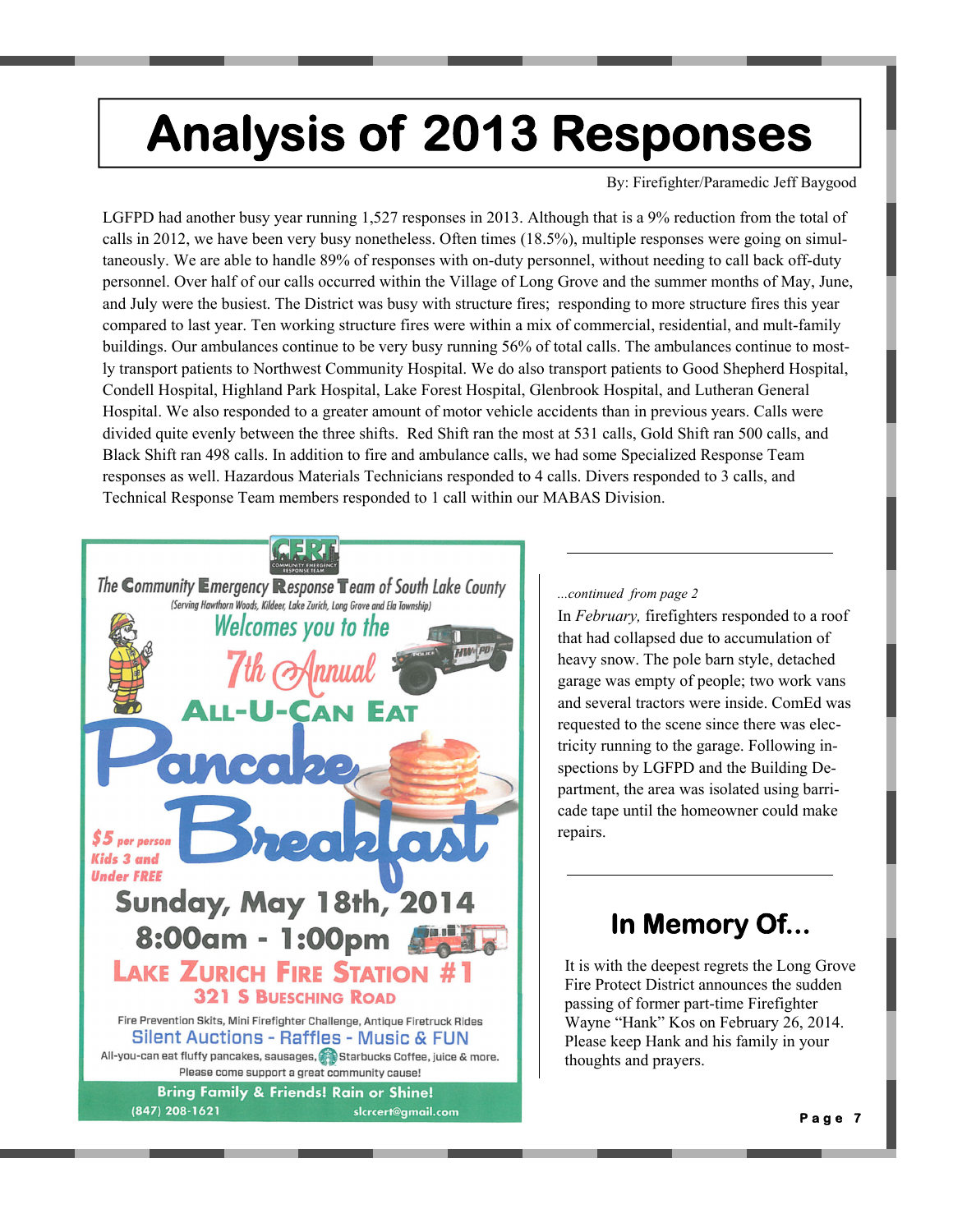# Analysis of 2013 Responses

By: Firefighter/Paramedic Jeff Baygood

LGFPD had another busy year running 1,527 responses in 2013. Although that is a 9% reduction from the total of calls in 2012, we have been very busy nonetheless. Often times (18.5%), multiple responses were going on simultaneously. We are able to handle 89% of responses with on-duty personnel, without needing to call back off-duty personnel. Over half of our calls occurred within the Village of Long Grove and the summer months of May, June, and July were the busiest. The District was busy with structure fires; responding to more structure fires this year compared to last year. Ten working structure fires were within a mix of commercial, residential, and mult-family buildings. Our ambulances continue to be very busy running 56% of total calls. The ambulances continue to mostly transport patients to Northwest Community Hospital. We do also transport patients to Good Shepherd Hospital, Condell Hospital, Highland Park Hospital, Lake Forest Hospital, Glenbrook Hospital, and Lutheran General Hospital. We also responded to a greater amount of motor vehicle accidents than in previous years. Calls were divided quite evenly between the three shifts. Red Shift ran the most at 531 calls, Gold Shift ran 500 calls, and Black Shift ran 498 calls. In addition to fire and ambulance calls, we had some Specialized Response Team responses as well. Hazardous Materials Technicians responded to 4 calls. Divers responded to 3 calls, and Technical Response Team members responded to 1 call within our MABAS Division.

**CERT – Community Emergency Response Team**

**The Community Emergency Response Team of South Lake County**

(Serving Hawthorn Woods, Kildeer, Lake Zurich, Long Grove and Ela Township)

Welcomes you to the

**7th Annual**

**ALL-U-CAN EAT**

**Pancake Breakfast**

$5 per person
Kids 3 and Under FREE

**Sunday, May 18th, 2014**

**8:00am - 1:00pm**

**LAKE ZURICH FIRE STATION #1**

**321 S BUESCHING ROAD**

Fire Prevention Skits, Mini Firefighter Challenge, Antique Firetruck Rides

Silent Auctions - Raffles - Music & FUN

All-you-can eat fluffy pancakes, sausages, Starbucks Coffee, juice & more.

Please come support a great community cause!

**Bring Family & Friends! Rain or Shine!**

(847) 208-1621 slcrcert@gmail.com

---

*...continued from page 2*

In *February,* firefighters responded to a roof that had collapsed due to accumulation of heavy snow. The pole barn style, detached garage was empty of people; two work vans and several tractors were inside. ComEd was requested to the scene since there was electricity running to the garage. Following inspections by LGFPD and the Building Department, the area was isolated using barricade tape until the homeowner could make repairs.

---

## In Memory Of...

It is with the deepest regrets the Long Grove Fire Protect District announces the sudden passing of former part-time Firefighter Wayne "Hank" Kos on February 26, 2014. Please keep Hank and his family in your thoughts and prayers.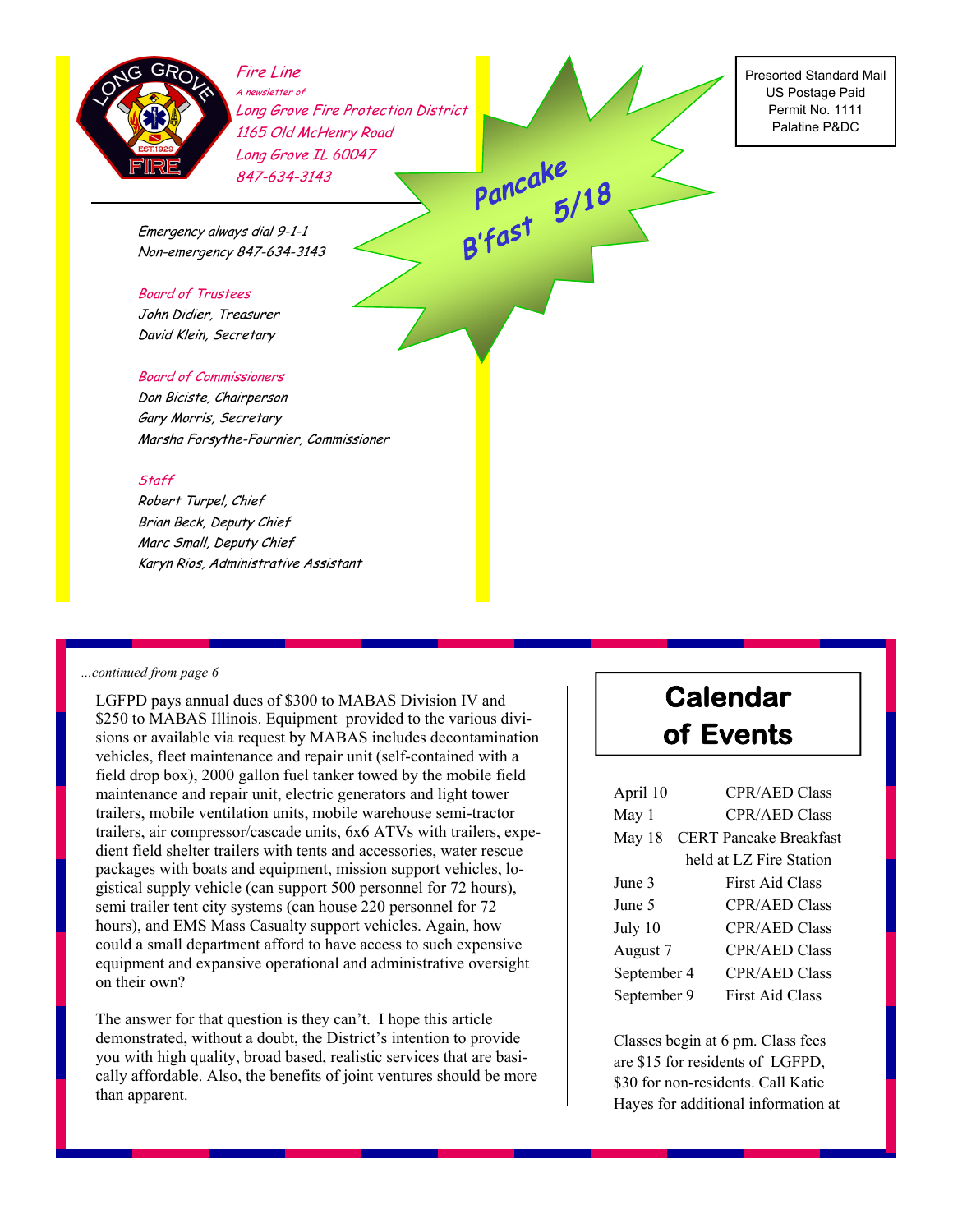*Fire Line*
*A newsletter of*
*Long Grove Fire Protection District*
*1165 Old McHenry Road*
*Long Grove IL 60047*
*847-634-3143*

Pancake B'fast 5/18

Presorted Standard Mail
US Postage Paid
Permit No. 1111
Palatine P&DC

*Emergency always dial 9-1-1*
*Non-emergency 847-634-3143*

*Board of Trustees*
*John Didier, Treasurer*
*David Klein, Secretary*

*Board of Commissioners*
*Don Biciste, Chairperson*
*Gary Morris, Secretary*
*Marsha Forsythe-Fournier, Commissioner*

*Staff*
*Robert Turpel, Chief*
*Brian Beck, Deputy Chief*
*Marc Small, Deputy Chief*
*Karyn Rios, Administrative Assistant*

*...continued from page 6*

LGFPD pays annual dues of $300 to MABAS Division IV and $250 to MABAS Illinois. Equipment provided to the various divisions or available via request by MABAS includes decontamination vehicles, fleet maintenance and repair unit (self-contained with a field drop box), 2000 gallon fuel tanker towed by the mobile field maintenance and repair unit, electric generators and light tower trailers, mobile ventilation units, mobile warehouse semi-tractor trailers, air compressor/cascade units, 6x6 ATVs with trailers, expedient field shelter trailers with tents and accessories, water rescue packages with boats and equipment, mission support vehicles, logistical supply vehicle (can support 500 personnel for 72 hours), semi trailer tent city systems (can house 220 personnel for 72 hours), and EMS Mass Casualty support vehicles. Again, how could a small department afford to have access to such expensive equipment and expansive operational and administrative oversight on their own?

The answer for that question is they can't. I hope this article demonstrated, without a doubt, the District's intention to provide you with high quality, broad based, realistic services that are basically affordable. Also, the benefits of joint ventures should be more than apparent.

## Calendar of Events

| | |
|---|---|
| April 10 | CPR/AED Class |
| May 1 | CPR/AED Class |
| May 18 | CERT Pancake Breakfast held at LZ Fire Station |
| June 3 | First Aid Class |
| June 5 | CPR/AED Class |
| July 10 | CPR/AED Class |
| August 7 | CPR/AED Class |
| September 4 | CPR/AED Class |
| September 9 | First Aid Class |

Classes begin at 6 pm. Class fees are $15 for residents of LGFPD, $30 for non-residents. Call Katie Hayes for additional information at